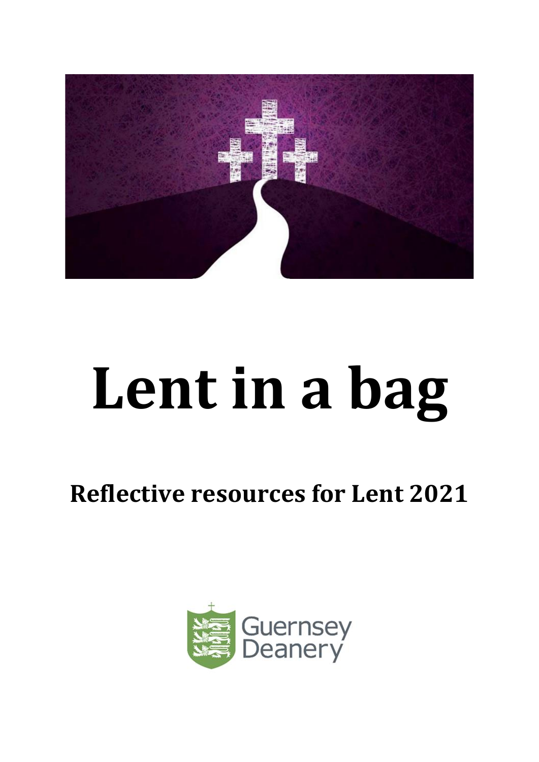# Lent in a bag

## Reflective resources for Lent 2021

Guernsey Deanery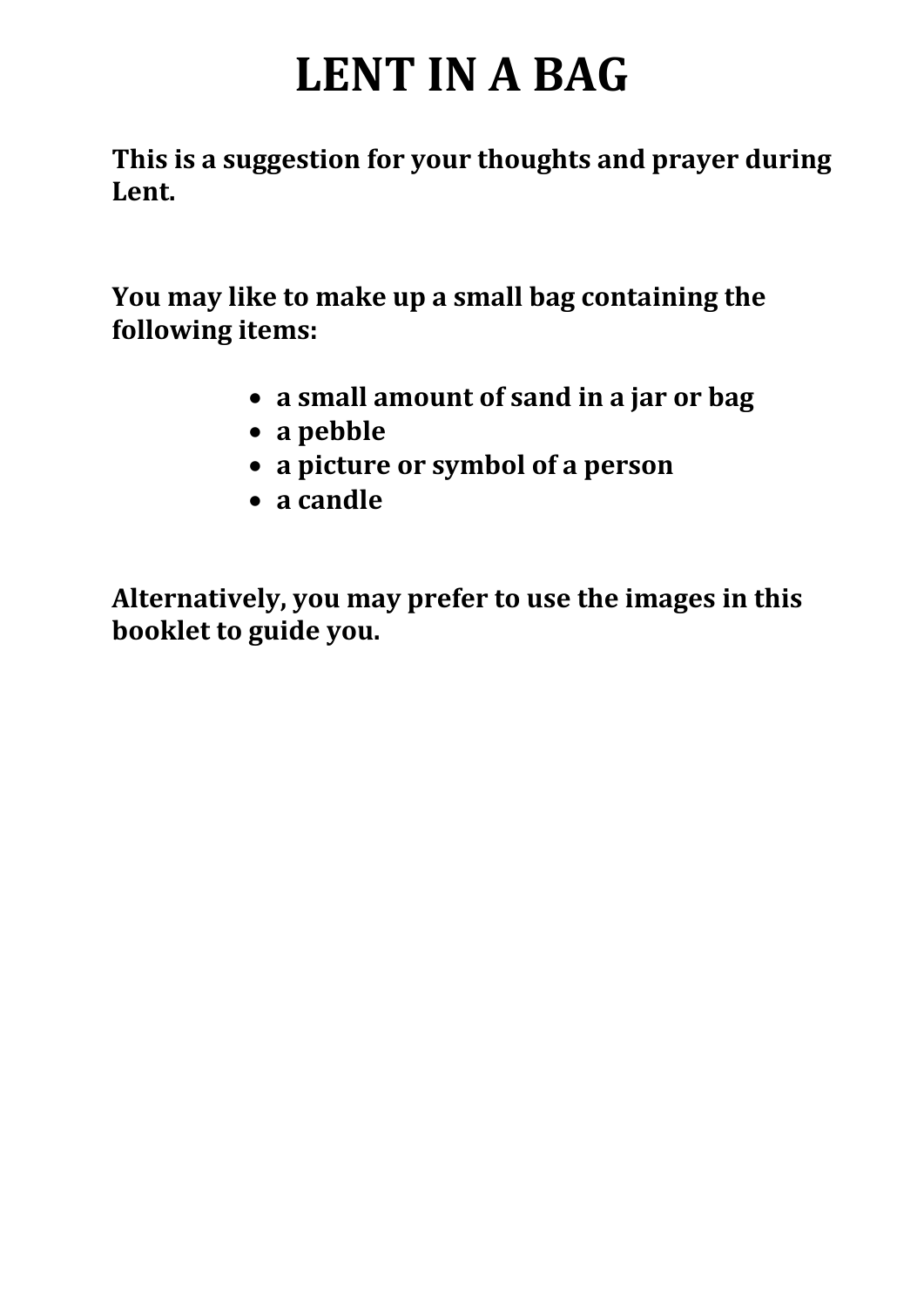# LENT IN A BAG

**This is a suggestion for your thoughts and prayer during Lent.**

**You may like to make up a small bag containing the following items:**

- **a small amount of sand in a jar or bag**
- **a pebble**
- **a picture or symbol of a person**
- **a candle**

**Alternatively, you may prefer to use the images in this booklet to guide you.**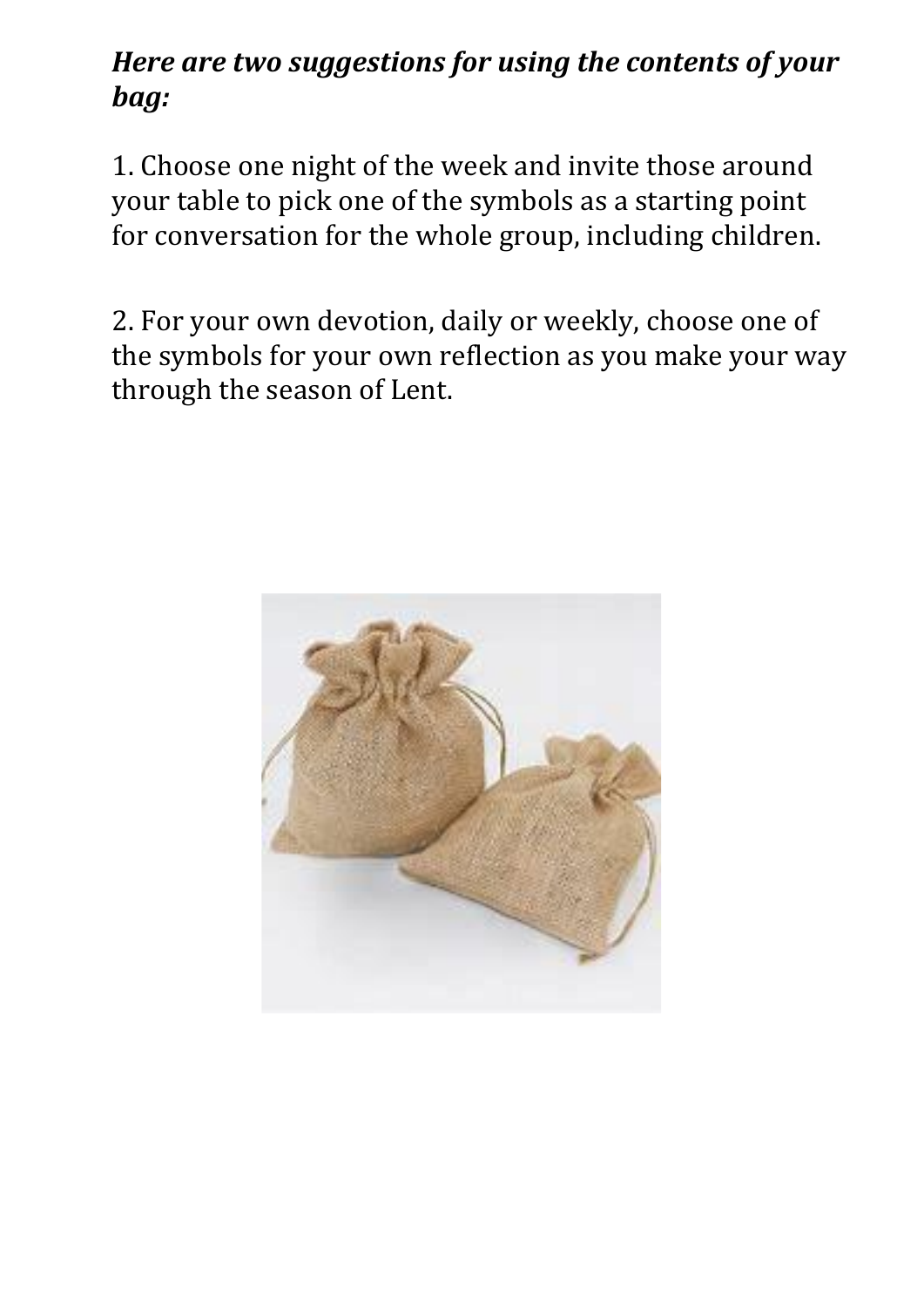***Here are two suggestions for using the contents of your bag:***

1. Choose one night of the week and invite those around your table to pick one of the symbols as a starting point for conversation for the whole group, including children.

2. For your own devotion, daily or weekly, choose one of the symbols for your own reflection as you make your way through the season of Lent.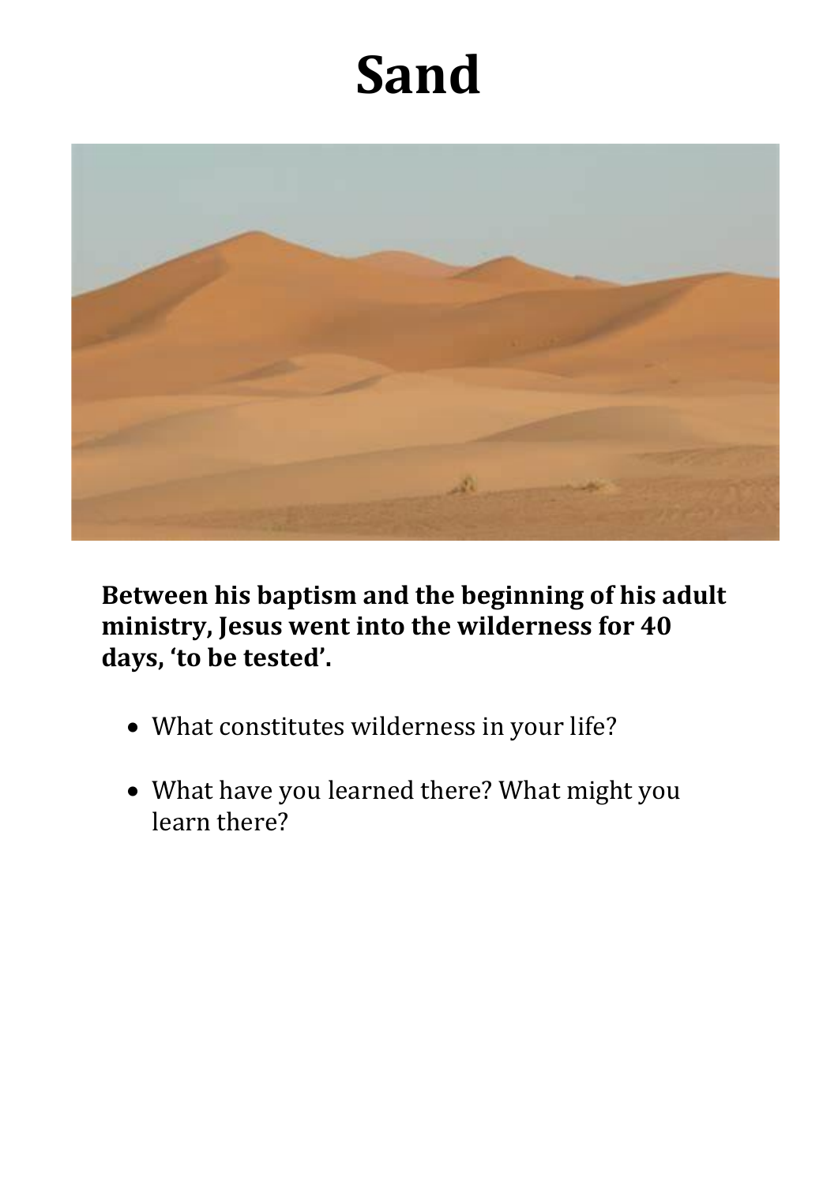# Sand

**Between his baptism and the beginning of his adult ministry, Jesus went into the wilderness for 40 days, 'to be tested'.**

- What constitutes wilderness in your life?
- What have you learned there? What might you learn there?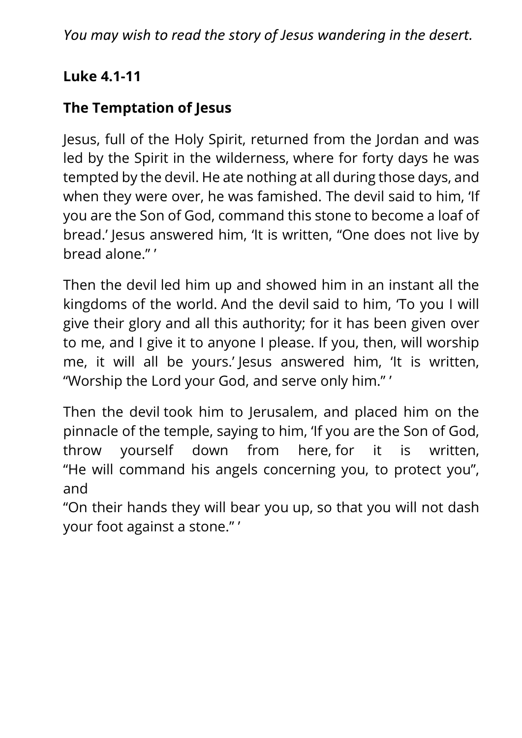*You may wish to read the story of Jesus wandering in the desert.*

**Luke 4.1-11**

**The Temptation of Jesus**

Jesus, full of the Holy Spirit, returned from the Jordan and was led by the Spirit in the wilderness, where for forty days he was tempted by the devil. He ate nothing at all during those days, and when they were over, he was famished. The devil said to him, 'If you are the Son of God, command this stone to become a loaf of bread.' Jesus answered him, 'It is written, "One does not live by bread alone." '

Then the devil led him up and showed him in an instant all the kingdoms of the world. And the devil said to him, 'To you I will give their glory and all this authority; for it has been given over to me, and I give it to anyone I please. If you, then, will worship me, it will all be yours.' Jesus answered him, 'It is written, "Worship the Lord your God, and serve only him." '

Then the devil took him to Jerusalem, and placed him on the pinnacle of the temple, saying to him, 'If you are the Son of God, throw yourself down from here, for it is written,
"He will command his angels concerning you, to protect you", and
"On their hands they will bear you up, so that you will not dash your foot against a stone." '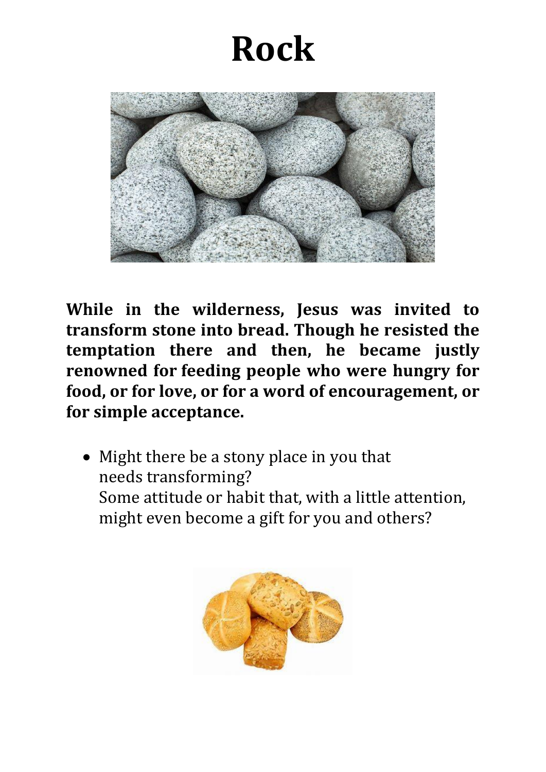# Rock

**While in the wilderness, Jesus was invited to transform stone into bread. Though he resisted the temptation there and then, he became justly renowned for feeding people who were hungry for food, or for love, or for a word of encouragement, or for simple acceptance.**

- Might there be a stony place in you that needs transforming?
  Some attitude or habit that, with a little attention, might even become a gift for you and others?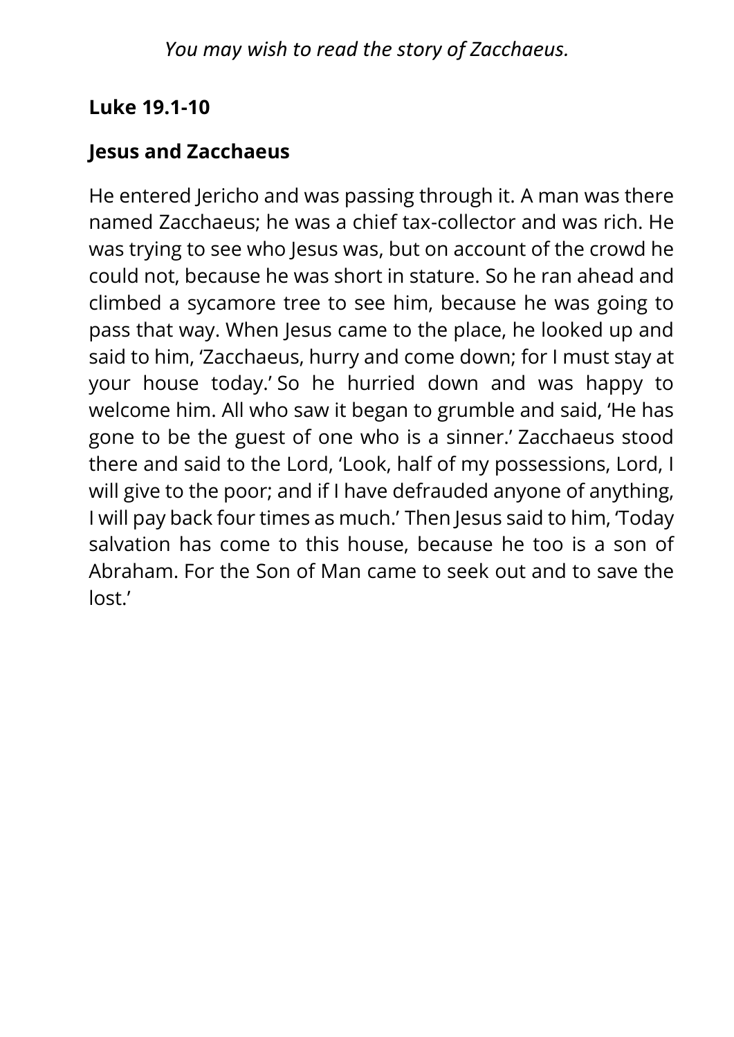*You may wish to read the story of Zacchaeus.*

**Luke 19.1-10**

**Jesus and Zacchaeus**

He entered Jericho and was passing through it. A man was there named Zacchaeus; he was a chief tax-collector and was rich. He was trying to see who Jesus was, but on account of the crowd he could not, because he was short in stature. So he ran ahead and climbed a sycamore tree to see him, because he was going to pass that way. When Jesus came to the place, he looked up and said to him, 'Zacchaeus, hurry and come down; for I must stay at your house today.' So he hurried down and was happy to welcome him. All who saw it began to grumble and said, 'He has gone to be the guest of one who is a sinner.' Zacchaeus stood there and said to the Lord, 'Look, half of my possessions, Lord, I will give to the poor; and if I have defrauded anyone of anything, I will pay back four times as much.' Then Jesus said to him, 'Today salvation has come to this house, because he too is a son of Abraham. For the Son of Man came to seek out and to save the lost.'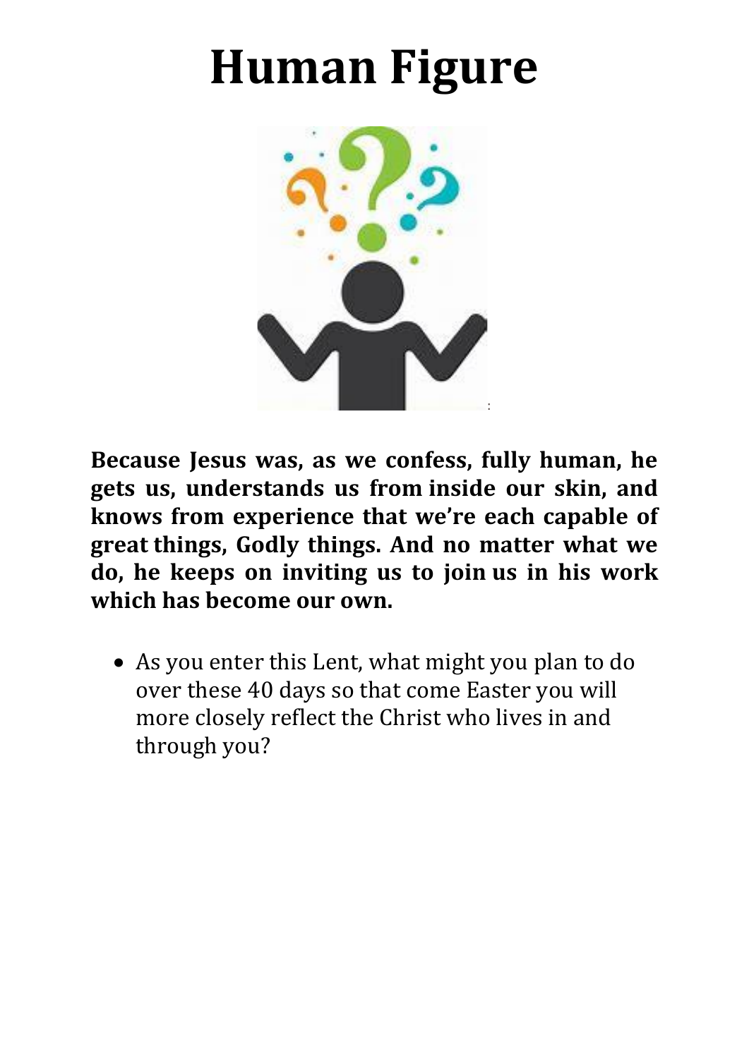# Human Figure

**Because Jesus was, as we confess, fully human, he gets us, understands us from inside our skin, and knows from experience that we're each capable of great things, Godly things. And no matter what we do, he keeps on inviting us to join us in his work which has become our own.**

- As you enter this Lent, what might you plan to do over these 40 days so that come Easter you will more closely reflect the Christ who lives in and through you?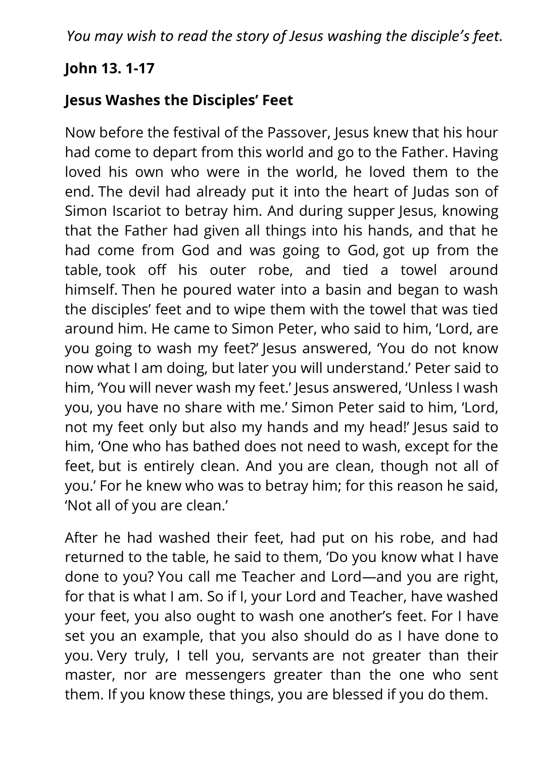*You may wish to read the story of Jesus washing the disciple's feet.*

**John 13. 1-17**

**Jesus Washes the Disciples' Feet**

Now before the festival of the Passover, Jesus knew that his hour had come to depart from this world and go to the Father. Having loved his own who were in the world, he loved them to the end. The devil had already put it into the heart of Judas son of Simon Iscariot to betray him. And during supper Jesus, knowing that the Father had given all things into his hands, and that he had come from God and was going to God, got up from the table, took off his outer robe, and tied a towel around himself. Then he poured water into a basin and began to wash the disciples' feet and to wipe them with the towel that was tied around him. He came to Simon Peter, who said to him, 'Lord, are you going to wash my feet?' Jesus answered, 'You do not know now what I am doing, but later you will understand.' Peter said to him, 'You will never wash my feet.' Jesus answered, 'Unless I wash you, you have no share with me.' Simon Peter said to him, 'Lord, not my feet only but also my hands and my head!' Jesus said to him, 'One who has bathed does not need to wash, except for the feet, but is entirely clean. And you are clean, though not all of you.' For he knew who was to betray him; for this reason he said, 'Not all of you are clean.'

After he had washed their feet, had put on his robe, and had returned to the table, he said to them, 'Do you know what I have done to you? You call me Teacher and Lord—and you are right, for that is what I am. So if I, your Lord and Teacher, have washed your feet, you also ought to wash one another's feet. For I have set you an example, that you also should do as I have done to you. Very truly, I tell you, servants are not greater than their master, nor are messengers greater than the one who sent them. If you know these things, you are blessed if you do them.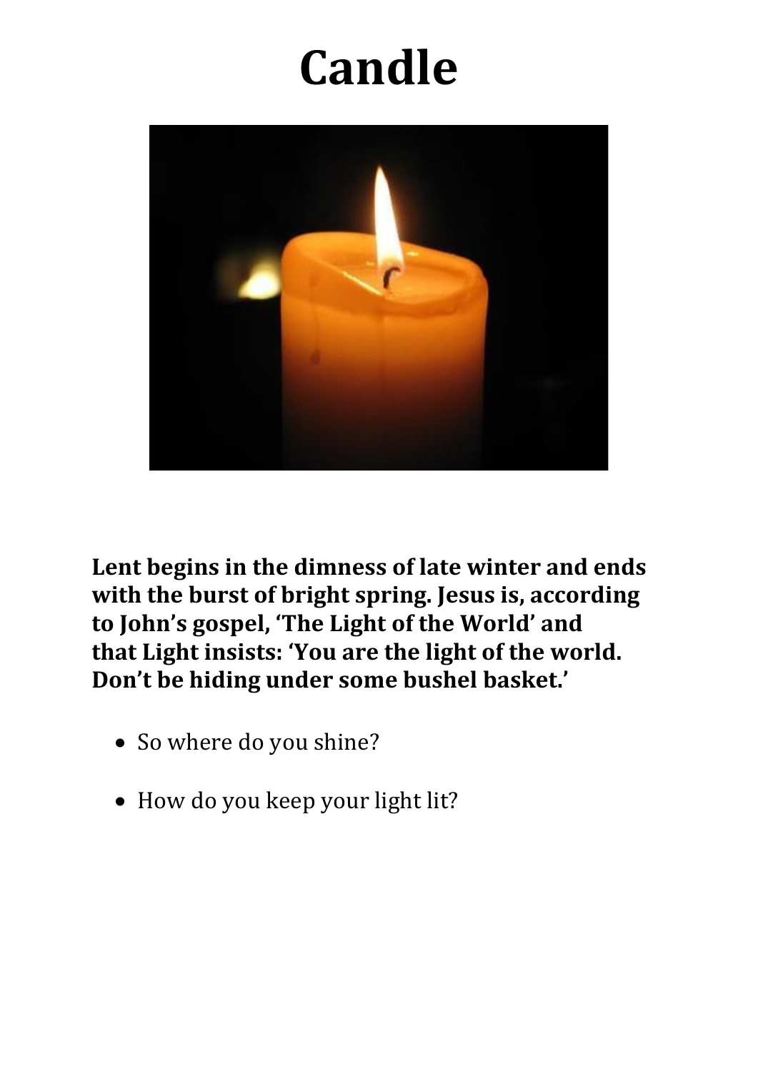# Candle

**Lent begins in the dimness of late winter and ends with the burst of bright spring. Jesus is, according to John's gospel, 'The Light of the World' and that Light insists: 'You are the light of the world. Don't be hiding under some bushel basket.'**

- So where do you shine?
- How do you keep your light lit?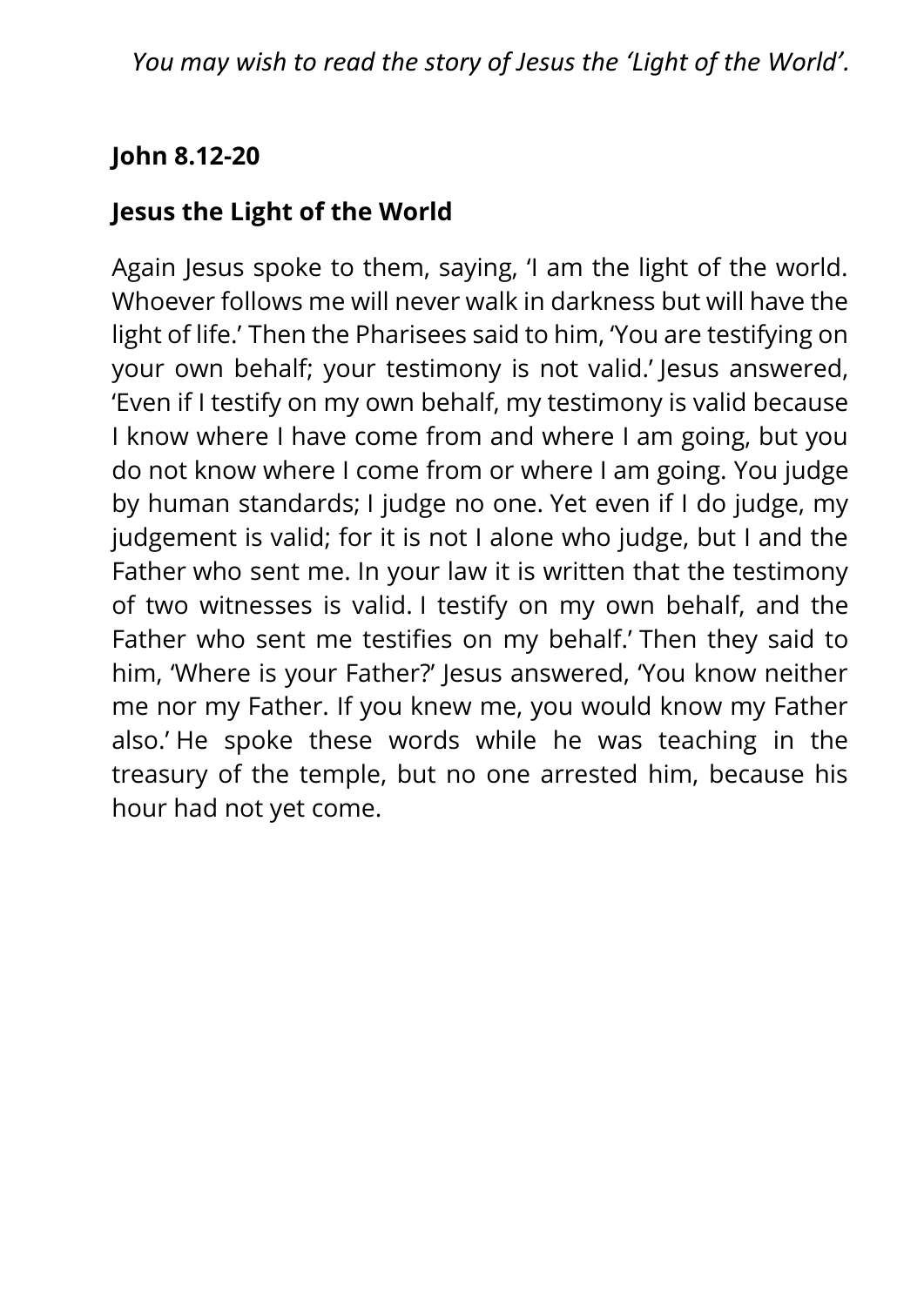*You may wish to read the story of Jesus the 'Light of the World'.*

**John 8.12-20**

**Jesus the Light of the World**

Again Jesus spoke to them, saying, 'I am the light of the world. Whoever follows me will never walk in darkness but will have the light of life.' Then the Pharisees said to him, 'You are testifying on your own behalf; your testimony is not valid.' Jesus answered, 'Even if I testify on my own behalf, my testimony is valid because I know where I have come from and where I am going, but you do not know where I come from or where I am going. You judge by human standards; I judge no one. Yet even if I do judge, my judgement is valid; for it is not I alone who judge, but I and the Father who sent me. In your law it is written that the testimony of two witnesses is valid. I testify on my own behalf, and the Father who sent me testifies on my behalf.' Then they said to him, 'Where is your Father?' Jesus answered, 'You know neither me nor my Father. If you knew me, you would know my Father also.' He spoke these words while he was teaching in the treasury of the temple, but no one arrested him, because his hour had not yet come.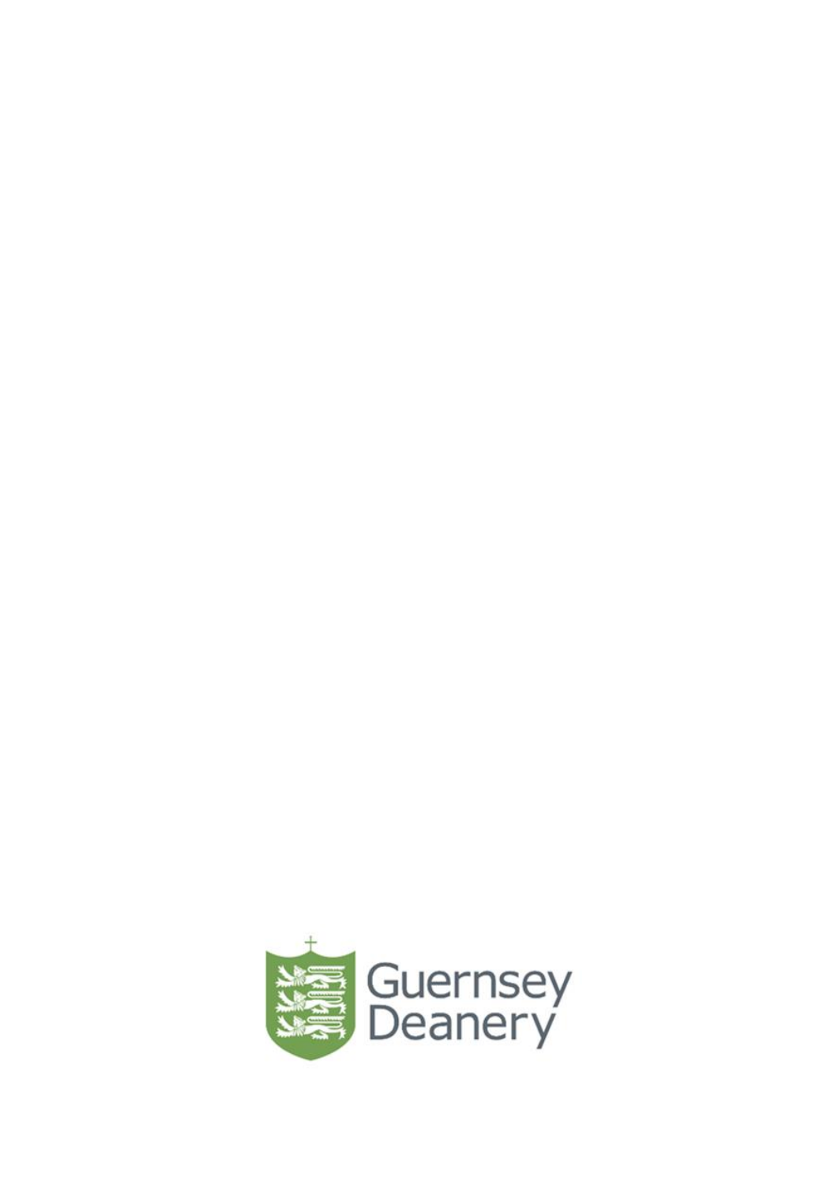Guernsey Deanery